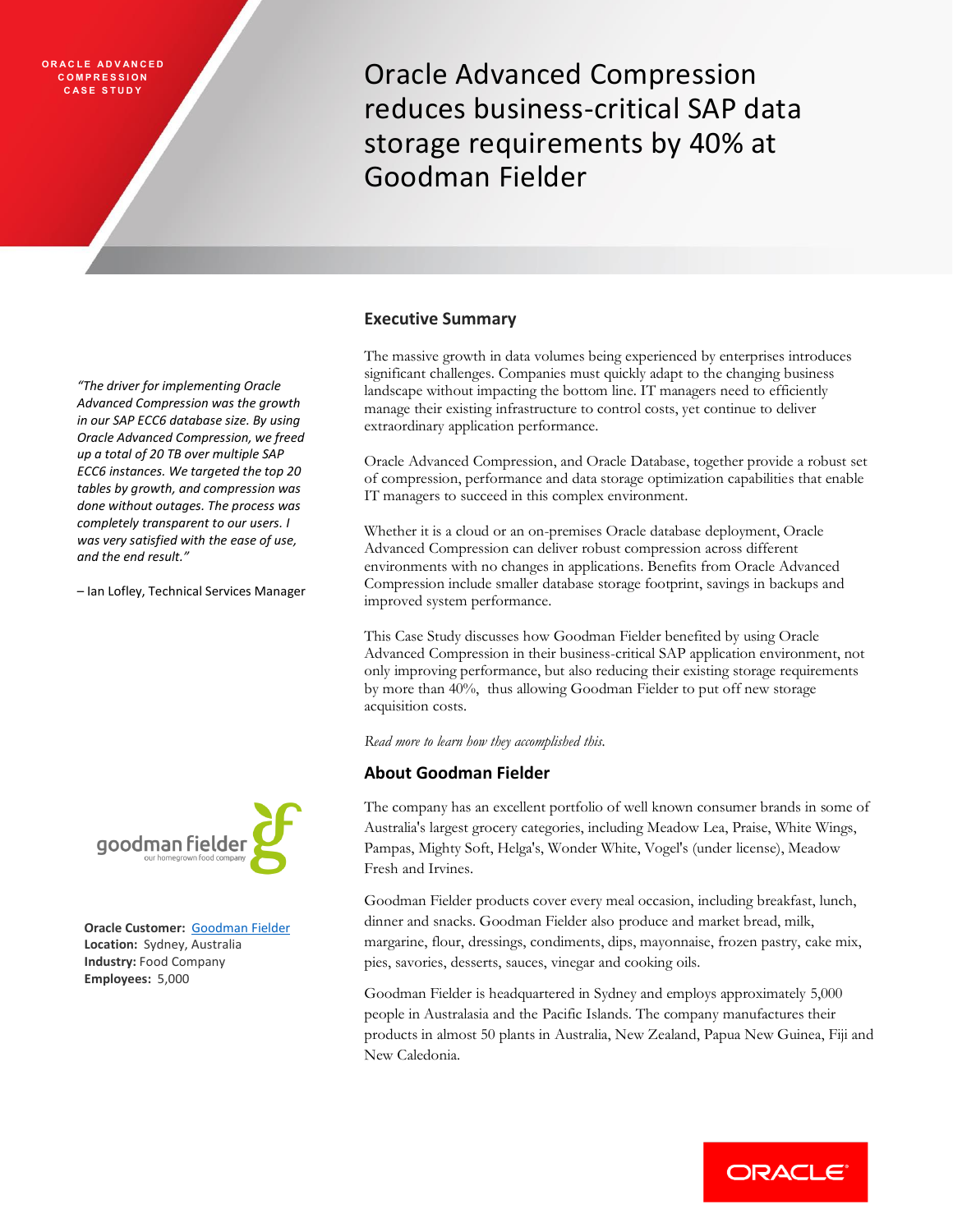ORACLE ADVANCED COMPRESSION CASE STUDY

# Oracle Advanced Compression reduces business-critical SAP data storage requirements by 40% at Goodman Fielder

*"The driver for implementing Oracle Advanced Compression was the growth in our SAP ECC6 database size. By using Oracle Advanced Compression, we freed up a total of 20 TB over multiple SAP ECC6 instances. We targeted the top 20 tables by growth, and compression was done without outages. The process was completely transparent to our users. I was very satisfied with the ease of use, and the end result."*

– Ian Lofley, Technical Services Manager

**Oracle Customer:** Goodman Fielder
**Location:** Sydney, Australia
**Industry:** Food Company
**Employees:** 5,000

## Executive Summary

The massive growth in data volumes being experienced by enterprises introduces significant challenges. Companies must quickly adapt to the changing business landscape without impacting the bottom line. IT managers need to efficiently manage their existing infrastructure to control costs, yet continue to deliver extraordinary application performance.

Oracle Advanced Compression, and Oracle Database, together provide a robust set of compression, performance and data storage optimization capabilities that enable IT managers to succeed in this complex environment.

Whether it is a cloud or an on-premises Oracle database deployment, Oracle Advanced Compression can deliver robust compression across different environments with no changes in applications. Benefits from Oracle Advanced Compression include smaller database storage footprint, savings in backups and improved system performance.

This Case Study discusses how Goodman Fielder benefited by using Oracle Advanced Compression in their business-critical SAP application environment, not only improving performance, but also reducing their existing storage requirements by more than 40%, thus allowing Goodman Fielder to put off new storage acquisition costs.

*Read more to learn how they accomplished this.*

## About Goodman Fielder

The company has an excellent portfolio of well known consumer brands in some of Australia's largest grocery categories, including Meadow Lea, Praise, White Wings, Pampas, Mighty Soft, Helga's, Wonder White, Vogel's (under license), Meadow Fresh and Irvines.

Goodman Fielder products cover every meal occasion, including breakfast, lunch, dinner and snacks. Goodman Fielder also produce and market bread, milk, margarine, flour, dressings, condiments, dips, mayonnaise, frozen pastry, cake mix, pies, savories, desserts, sauces, vinegar and cooking oils.

Goodman Fielder is headquartered in Sydney and employs approximately 5,000 people in Australasia and the Pacific Islands. The company manufactures their products in almost 50 plants in Australia, New Zealand, Papua New Guinea, Fiji and New Caledonia.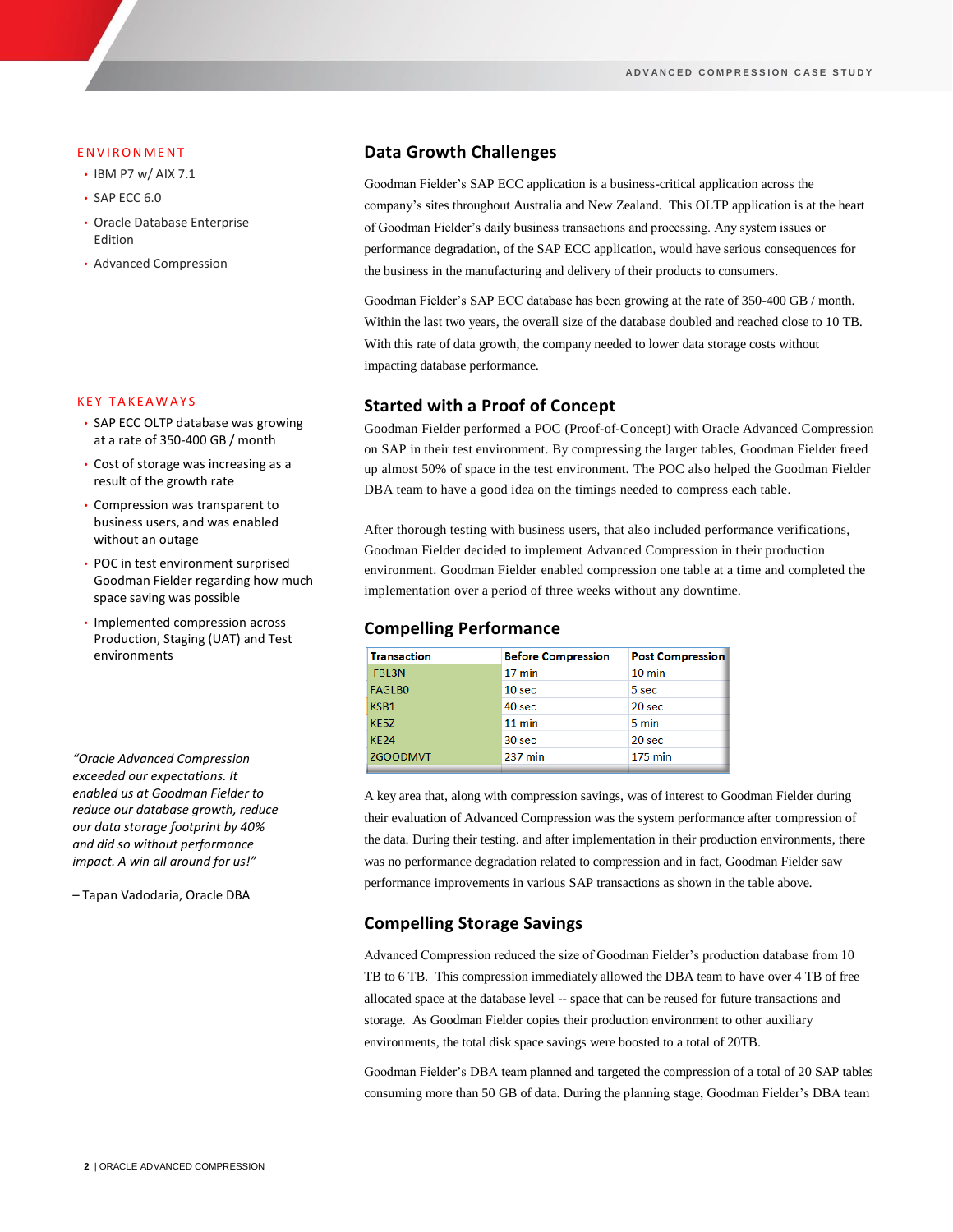## ENVIRONMENT

- IBM P7 w/ AIX 7.1
- SAP ECC 6.0
- Oracle Database Enterprise Edition
- Advanced Compression

## KEY TAKEAWAYS

- SAP ECC OLTP database was growing at a rate of 350-400 GB / month
- Cost of storage was increasing as a result of the growth rate
- Compression was transparent to business users, and was enabled without an outage
- POC in test environment surprised Goodman Fielder regarding how much space saving was possible
- Implemented compression across Production, Staging (UAT) and Test environments

*"Oracle Advanced Compression exceeded our expectations. It enabled us at Goodman Fielder to reduce our database growth, reduce our data storage footprint by 40% and did so without performance impact. A win all around for us!"*

– Tapan Vadodaria, Oracle DBA

## Data Growth Challenges

Goodman Fielder's SAP ECC application is a business-critical application across the company's sites throughout Australia and New Zealand. This OLTP application is at the heart of Goodman Fielder's daily business transactions and processing. Any system issues or performance degradation, of the SAP ECC application, would have serious consequences for the business in the manufacturing and delivery of their products to consumers.

Goodman Fielder's SAP ECC database has been growing at the rate of 350-400 GB / month. Within the last two years, the overall size of the database doubled and reached close to 10 TB. With this rate of data growth, the company needed to lower data storage costs without impacting database performance.

## Started with a Proof of Concept

Goodman Fielder performed a POC (Proof-of-Concept) with Oracle Advanced Compression on SAP in their test environment. By compressing the larger tables, Goodman Fielder freed up almost 50% of space in the test environment. The POC also helped the Goodman Fielder DBA team to have a good idea on the timings needed to compress each table.

After thorough testing with business users, that also included performance verifications, Goodman Fielder decided to implement Advanced Compression in their production environment. Goodman Fielder enabled compression one table at a time and completed the implementation over a period of three weeks without any downtime.

## Compelling Performance

| Transaction | Before Compression | Post Compression |
|---|---|---|
| FBL3N | 17 min | 10 min |
| FAGLB0 | 10 sec | 5 sec |
| KSB1 | 40 sec | 20 sec |
| KE5Z | 11 min | 5 min |
| KE24 | 30 sec | 20 sec |
| ZGOODMVT | 237 min | 175 min |

A key area that, along with compression savings, was of interest to Goodman Fielder during their evaluation of Advanced Compression was the system performance after compression of the data. During their testing. and after implementation in their production environments, there was no performance degradation related to compression and in fact, Goodman Fielder saw performance improvements in various SAP transactions as shown in the table above.

## Compelling Storage Savings

Advanced Compression reduced the size of Goodman Fielder's production database from 10 TB to 6 TB. This compression immediately allowed the DBA team to have over 4 TB of free allocated space at the database level -- space that can be reused for future transactions and storage. As Goodman Fielder copies their production environment to other auxiliary environments, the total disk space savings were boosted to a total of 20TB.

Goodman Fielder's DBA team planned and targeted the compression of a total of 20 SAP tables consuming more than 50 GB of data. During the planning stage, Goodman Fielder's DBA team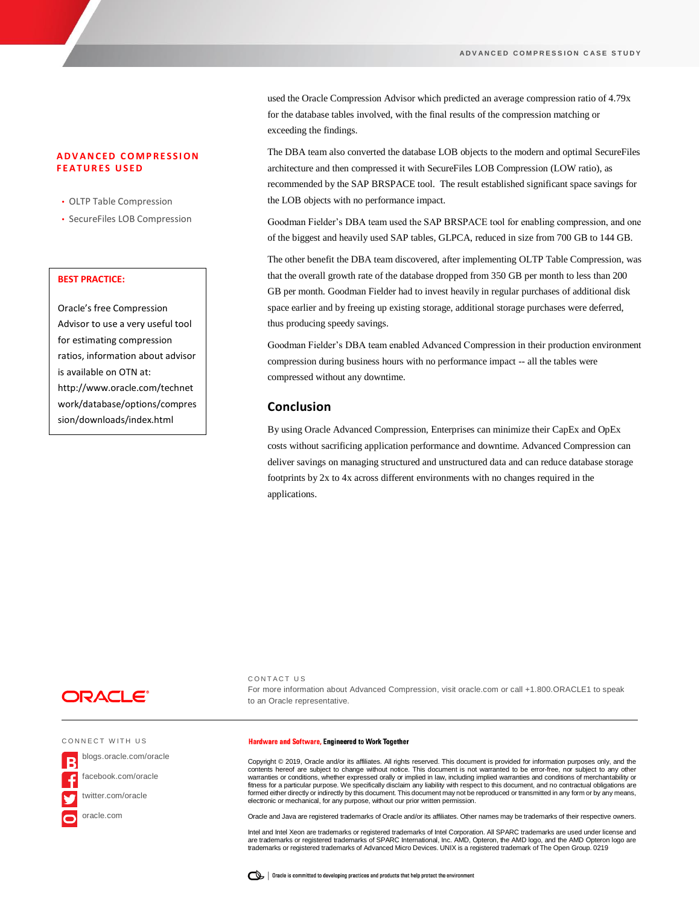used the Oracle Compression Advisor which predicted an average compression ratio of 4.79x for the database tables involved, with the final results of the compression matching or exceeding the findings.

The DBA team also converted the database LOB objects to the modern and optimal SecureFiles architecture and then compressed it with SecureFiles LOB Compression (LOW ratio), as recommended by the SAP BRSPACE tool. The result established significant space savings for the LOB objects with no performance impact.

Goodman Fielder's DBA team used the SAP BRSPACE tool for enabling compression, and one of the biggest and heavily used SAP tables, GLPCA, reduced in size from 700 GB to 144 GB.

The other benefit the DBA team discovered, after implementing OLTP Table Compression, was that the overall growth rate of the database dropped from 350 GB per month to less than 200 GB per month. Goodman Fielder had to invest heavily in regular purchases of additional disk space earlier and by freeing up existing storage, additional storage purchases were deferred, thus producing speedy savings.

Goodman Fielder's DBA team enabled Advanced Compression in their production environment compression during business hours with no performance impact -- all the tables were compressed without any downtime.

## ADVANCED COMPRESSION FEATURES USED

- OLTP Table Compression
- SecureFiles LOB Compression

**BEST PRACTICE:**

Oracle's free Compression Advisor to use a very useful tool for estimating compression ratios, information about advisor is available on OTN at: http://www.oracle.com/technetwork/database/options/compression/downloads/index.html

## Conclusion

By using Oracle Advanced Compression, Enterprises can minimize their CapEx and OpEx costs without sacrificing application performance and downtime. Advanced Compression can deliver savings on managing structured and unstructured data and can reduce database storage footprints by 2x to 4x across different environments with no changes required in the applications.

ORACLE

CONTACT US

For more information about Advanced Compression, visit oracle.com or call +1.800.ORACLE1 to speak to an Oracle representative.

CONNECT WITH US

- blogs.oracle.com/oracle
- facebook.com/oracle
- twitter.com/oracle
- oracle.com

**Hardware and Software, Engineered to Work Together**

Copyright © 2019, Oracle and/or its affiliates. All rights reserved. This document is provided for information purposes only, and the contents hereof are subject to change without notice. This document is not warranted to be error-free, nor subject to any other warranties or conditions, whether expressed orally or implied in law, including implied warranties and conditions of merchantability or fitness for a particular purpose. We specifically disclaim any liability with respect to this document, and no contractual obligations are formed either directly or indirectly by this document. This document may not be reproduced or transmitted in any form or by any means, electronic or mechanical, for any purpose, without our prior written permission.

Oracle and Java are registered trademarks of Oracle and/or its affiliates. Other names may be trademarks of their respective owners.

Intel and Intel Xeon are trademarks or registered trademarks of Intel Corporation. All SPARC trademarks are used under license and are trademarks or registered trademarks of SPARC International, Inc. AMD, Opteron, the AMD logo, and the AMD Opteron logo are trademarks or registered trademarks of Advanced Micro Devices. UNIX is a registered trademark of The Open Group. 0219

Oracle is committed to developing practices and products that help protect the environment